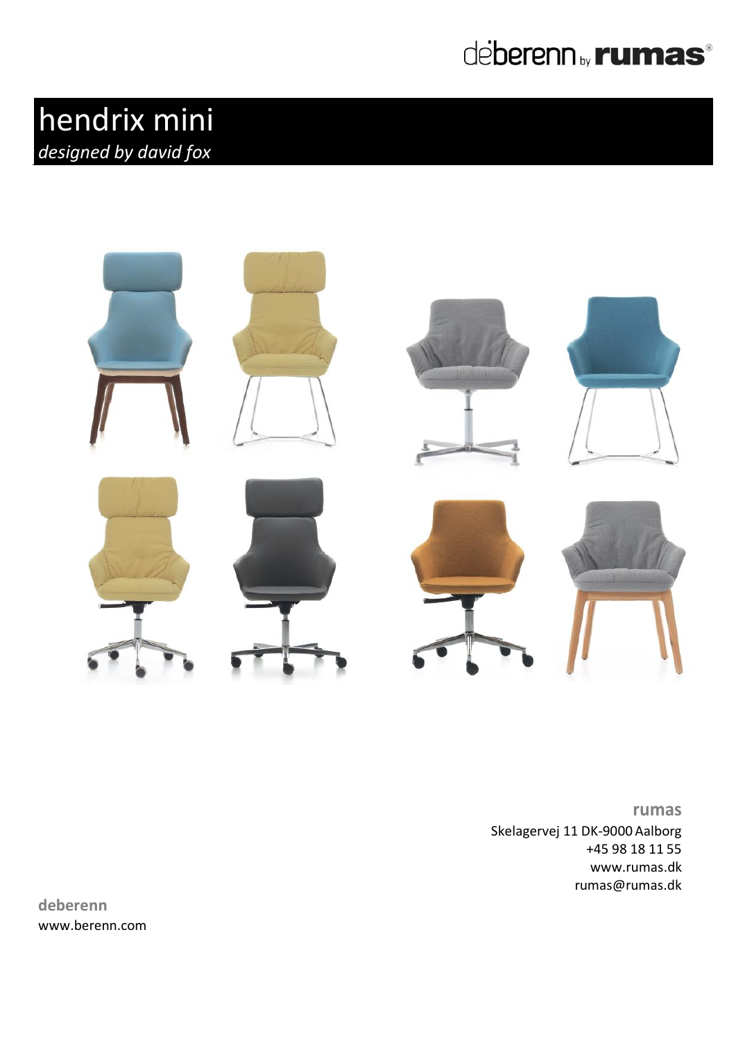deberenn by rumas

# hendrix mini

*designed by david fox*

**rumas**
Skelagervej 11 DK-9000 Aalborg
+45 98 18 11 55
www.rumas.dk
rumas@rumas.dk

**deberenn**
www.berenn.com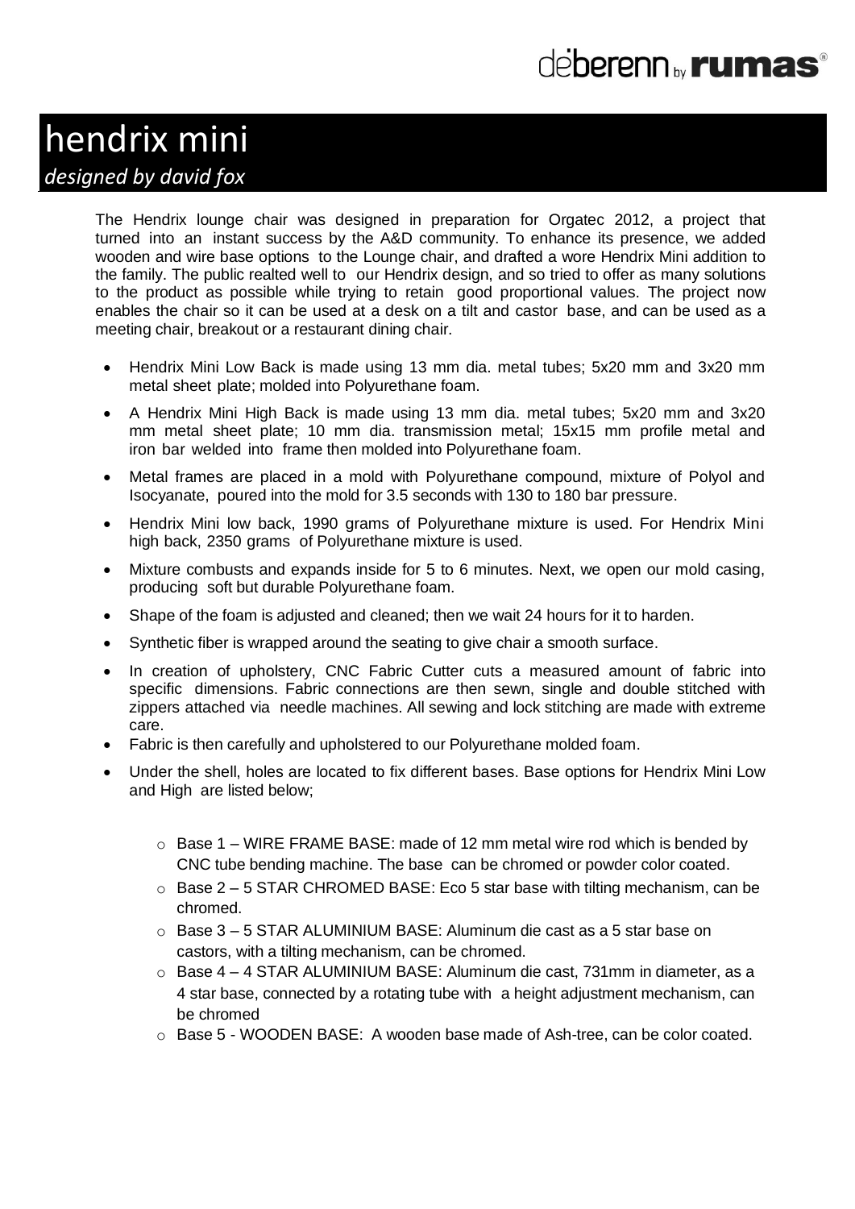# hendrix mini

*designed by david fox*

The Hendrix lounge chair was designed in preparation for Orgatec 2012, a project that turned into an instant success by the A&D community. To enhance its presence, we added wooden and wire base options to the Lounge chair, and drafted a wore Hendrix Mini addition to the family. The public realted well to our Hendrix design, and so tried to offer as many solutions to the product as possible while trying to retain good proportional values. The project now enables the chair so it can be used at a desk on a tilt and castor base, and can be used as a meeting chair, breakout or a restaurant dining chair.

- Hendrix Mini Low Back is made using 13 mm dia. metal tubes; 5x20 mm and 3x20 mm metal sheet plate; molded into Polyurethane foam.
- A Hendrix Mini High Back is made using 13 mm dia. metal tubes; 5x20 mm and 3x20 mm metal sheet plate; 10 mm dia. transmission metal; 15x15 mm profile metal and iron bar welded into frame then molded into Polyurethane foam.
- Metal frames are placed in a mold with Polyurethane compound, mixture of Polyol and Isocyanate, poured into the mold for 3.5 seconds with 130 to 180 bar pressure.
- Hendrix Mini low back, 1990 grams of Polyurethane mixture is used. For Hendrix Mini high back, 2350 grams of Polyurethane mixture is used.
- Mixture combusts and expands inside for 5 to 6 minutes. Next, we open our mold casing, producing soft but durable Polyurethane foam.
- Shape of the foam is adjusted and cleaned; then we wait 24 hours for it to harden.
- Synthetic fiber is wrapped around the seating to give chair a smooth surface.
- In creation of upholstery, CNC Fabric Cutter cuts a measured amount of fabric into specific dimensions. Fabric connections are then sewn, single and double stitched with zippers attached via needle machines. All sewing and lock stitching are made with extreme care.
- Fabric is then carefully and upholstered to our Polyurethane molded foam.
- Under the shell, holes are located to fix different bases. Base options for Hendrix Mini Low and High are listed below;
  - Base 1 – WIRE FRAME BASE: made of 12 mm metal wire rod which is bended by CNC tube bending machine. The base can be chromed or powder color coated.
  - Base 2 – 5 STAR CHROMED BASE: Eco 5 star base with tilting mechanism, can be chromed.
  - Base 3 – 5 STAR ALUMINIUM BASE: Aluminum die cast as a 5 star base on castors, with a tilting mechanism, can be chromed.
  - Base 4 – 4 STAR ALUMINIUM BASE: Aluminum die cast, 731mm in diameter, as a 4 star base, connected by a rotating tube with a height adjustment mechanism, can be chromed
  - Base 5 - WOODEN BASE: A wooden base made of Ash-tree, can be color coated.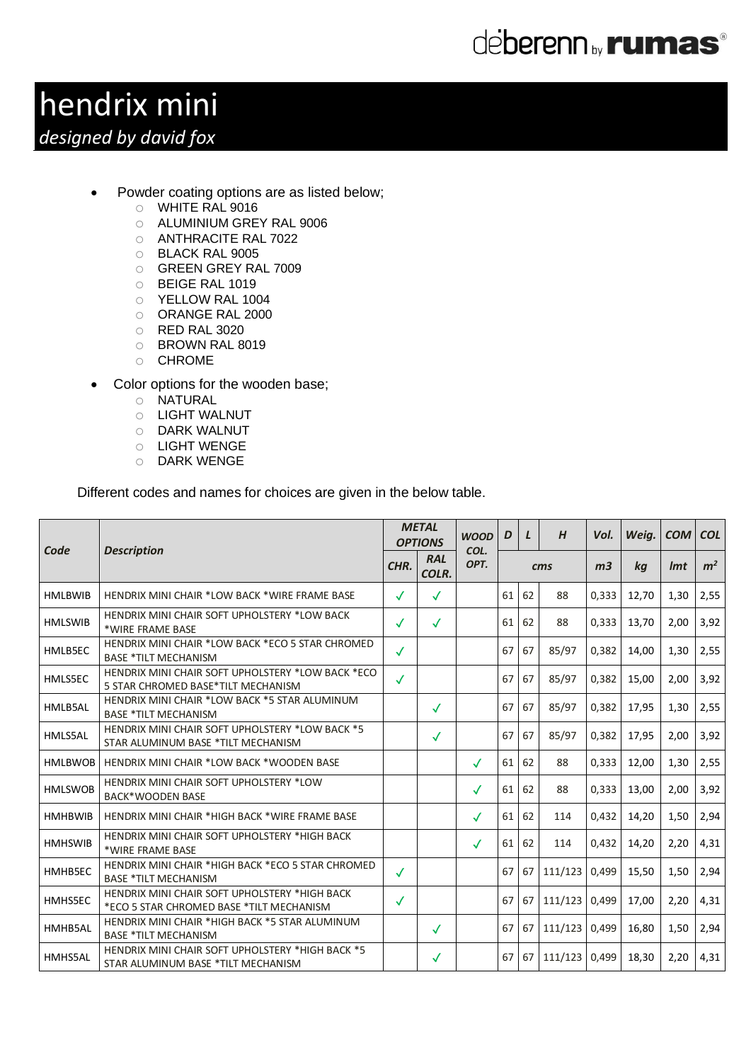# hendrix mini

*designed by david fox*

- Powder coating options are as listed below;
  - WHITE RAL 9016
  - ALUMINIUM GREY RAL 9006
  - ANTHRACITE RAL 7022
  - BLACK RAL 9005
  - GREEN GREY RAL 7009
  - BEIGE RAL 1019
  - YELLOW RAL 1004
  - ORANGE RAL 2000
  - RED RAL 3020
  - BROWN RAL 8019
  - CHROME
- Color options for the wooden base;
  - NATURAL
  - LIGHT WALNUT
  - DARK WALNUT
  - LIGHT WENGE
  - DARK WENGE

Different codes and names for choices are given in the below table.

| ***Code*** | ***Description*** | ***METAL OPTIONS*** | | ***WOOD COL. OPT.*** | ***D*** | ***L*** | ***H*** | ***Vol.*** | ***Weig.*** | ***COM*** | ***COL*** |
|---|---|---|---|---|---|---|---|---|---|---|---|
| | | ***CHR.*** | ***RAL COLR.*** | | ***cms*** | | | ***m3*** | ***kg*** | ***lmt*** | ***$m^2$*** |
| HMLBWIB | HENDRIX MINI CHAIR *LOW BACK *WIRE FRAME BASE | ✓ | ✓ | | 61 | 62 | 88 | 0,333 | 12,70 | 1,30 | 2,55 |
| HMLSWIB | HENDRIX MINI CHAIR SOFT UPHOLSTERY *LOW BACK *WIRE FRAME BASE | ✓ | ✓ | | 61 | 62 | 88 | 0,333 | 13,70 | 2,00 | 3,92 |
| HMLB5EC | HENDRIX MINI CHAIR *LOW BACK *ECO 5 STAR CHROMED BASE *TILT MECHANISM | ✓ | | | 67 | 67 | 85/97 | 0,382 | 14,00 | 1,30 | 2,55 |
| HMLS5EC | HENDRIX MINI CHAIR SOFT UPHOLSTERY *LOW BACK *ECO 5 STAR CHROMED BASE*TILT MECHANISM | ✓ | | | 67 | 67 | 85/97 | 0,382 | 15,00 | 2,00 | 3,92 |
| HMLB5AL | HENDRIX MINI CHAIR *LOW BACK *5 STAR ALUMINUM BASE *TILT MECHANISM | | ✓ | | 67 | 67 | 85/97 | 0,382 | 17,95 | 1,30 | 2,55 |
| HMLS5AL | HENDRIX MINI CHAIR SOFT UPHOLSTERY *LOW BACK *5 STAR ALUMINUM BASE *TILT MECHANISM | | ✓ | | 67 | 67 | 85/97 | 0,382 | 17,95 | 2,00 | 3,92 |
| HMLBWOB | HENDRIX MINI CHAIR *LOW BACK *WOODEN BASE | | | ✓ | 61 | 62 | 88 | 0,333 | 12,00 | 1,30 | 2,55 |
| HMLSWOB | HENDRIX MINI CHAIR SOFT UPHOLSTERY *LOW BACK*WOODEN BASE | | | ✓ | 61 | 62 | 88 | 0,333 | 13,00 | 2,00 | 3,92 |
| HMHBWIB | HENDRIX MINI CHAIR *HIGH BACK *WIRE FRAME BASE | | | ✓ | 61 | 62 | 114 | 0,432 | 14,20 | 1,50 | 2,94 |
| HMHSWIB | HENDRIX MINI CHAIR SOFT UPHOLSTERY *HIGH BACK *WIRE FRAME BASE | | | ✓ | 61 | 62 | 114 | 0,432 | 14,20 | 2,20 | 4,31 |
| HMHB5EC | HENDRIX MINI CHAIR *HIGH BACK *ECO 5 STAR CHROMED BASE *TILT MECHANISM | ✓ | | | 67 | 67 | 111/123 | 0,499 | 15,50 | 1,50 | 2,94 |
| HMHS5EC | HENDRIX MINI CHAIR SOFT UPHOLSTERY *HIGH BACK *ECO 5 STAR CHROMED BASE *TILT MECHANISM | ✓ | | | 67 | 67 | 111/123 | 0,499 | 17,00 | 2,20 | 4,31 |
| HMHB5AL | HENDRIX MINI CHAIR *HIGH BACK *5 STAR ALUMINUM BASE *TILT MECHANISM | | ✓ | | 67 | 67 | 111/123 | 0,499 | 16,80 | 1,50 | 2,94 |
| HMHS5AL | HENDRIX MINI CHAIR SOFT UPHOLSTERY *HIGH BACK *5 STAR ALUMINUM BASE *TILT MECHANISM | | ✓ | | 67 | 67 | 111/123 | 0,499 | 18,30 | 2,20 | 4,31 |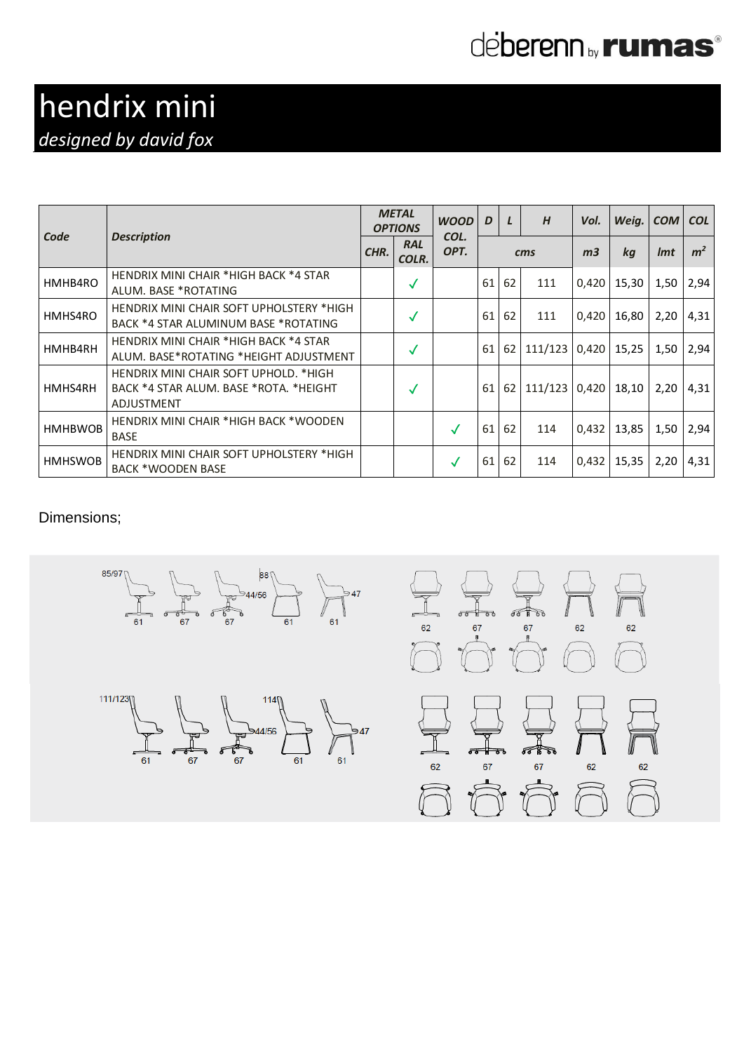# hendrix mini

*designed by david fox*

| Code | Description | METAL OPTIONS | | WOOD COL. OPT. | D | L | H | Vol. | Weig. | COM | COL |
|---|---|---|---|---|---|---|---|---|---|---|---|
| | | CHR. | RAL COLR. | | cms | | | m3 | kg | lmt | $m^2$ |
| HMHB4RO | HENDRIX MINI CHAIR *HIGH BACK *4 STAR ALUM. BASE *ROTATING | | ✓ | | 61 | 62 | 111 | 0,420 | 15,30 | 1,50 | 2,94 |
| HMHS4RO | HENDRIX MINI CHAIR SOFT UPHOLSTERY *HIGH BACK *4 STAR ALUMINUM BASE *ROTATING | | ✓ | | 61 | 62 | 111 | 0,420 | 16,80 | 2,20 | 4,31 |
| HMHB4RH | HENDRIX MINI CHAIR *HIGH BACK *4 STAR ALUM. BASE*ROTATING *HEIGHT ADJUSTMENT | | ✓ | | 61 | 62 | 111/123 | 0,420 | 15,25 | 1,50 | 2,94 |
| HMHS4RH | HENDRIX MINI CHAIR SOFT UPHOLD. *HIGH BACK *4 STAR ALUM. BASE *ROTA. *HEIGHT ADJUSTMENT | | ✓ | | 61 | 62 | 111/123 | 0,420 | 18,10 | 2,20 | 4,31 |
| HMHBWOB | HENDRIX MINI CHAIR *HIGH BACK *WOODEN BASE | | | ✓ | 61 | 62 | 114 | 0,432 | 13,85 | 1,50 | 2,94 |
| HMHSWOB | HENDRIX MINI CHAIR SOFT UPHOLSTERY *HIGH BACK *WOODEN BASE | | | ✓ | 61 | 62 | 114 | 0,432 | 15,35 | 2,20 | 4,31 |

Dimensions;

85/97 88 44/56 47
61 67 67 61 61
62 67 67 62 62

111/123 114 44/56 47
61 67 67 61 61
62 67 67 62 62